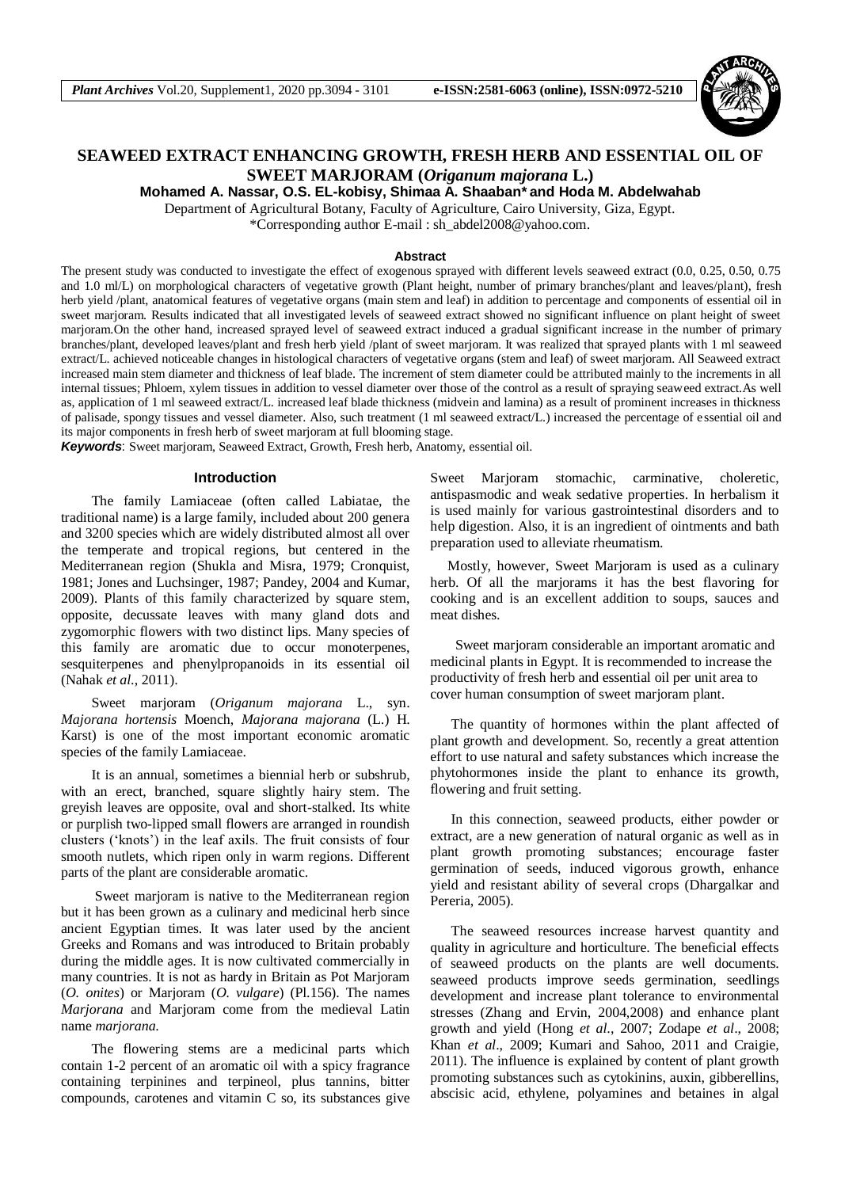# SEAWEED EXTRACT ENHANCING GROWTH, FRESH HERB AND ESSENTIAL OIL OF SWEET MARJORAM (*Origanum majorana* L.)

**Mohamed A. Nassar, O.S. EL-kobisy, Shimaa A. Shaaban\* and Hoda M. Abdelwahab**

Department of Agricultural Botany, Faculty of Agriculture, Cairo University, Giza, Egypt.
\*Corresponding author E-mail : sh_abdel2008@yahoo.com.

### Abstract

The present study was conducted to investigate the effect of exogenous sprayed with different levels seaweed extract (0.0, 0.25, 0.50, 0.75 and 1.0 ml/L) on morphological characters of vegetative growth (Plant height, number of primary branches/plant and leaves/plant), fresh herb yield /plant, anatomical features of vegetative organs (main stem and leaf) in addition to percentage and components of essential oil in sweet marjoram. Results indicated that all investigated levels of seaweed extract showed no significant influence on plant height of sweet marjoram.On the other hand, increased sprayed level of seaweed extract induced a gradual significant increase in the number of primary branches/plant, developed leaves/plant and fresh herb yield /plant of sweet marjoram. It was realized that sprayed plants with 1 ml seaweed extract/L. achieved noticeable changes in histological characters of vegetative organs (stem and leaf) of sweet marjoram. All Seaweed extract increased main stem diameter and thickness of leaf blade. The increment of stem diameter could be attributed mainly to the increments in all internal tissues; Phloem, xylem tissues in addition to vessel diameter over those of the control as a result of spraying seaweed extract.As well as, application of 1 ml seaweed extract/L. increased leaf blade thickness (midvein and lamina) as a result of prominent increases in thickness of palisade, spongy tissues and vessel diameter. Also, such treatment (1 ml seaweed extract/L.) increased the percentage of essential oil and its major components in fresh herb of sweet marjoram at full blooming stage.

***Keywords***: Sweet marjoram, Seaweed Extract, Growth, Fresh herb, Anatomy, essential oil.

## Introduction

The family Lamiaceae (often called Labiatae, the traditional name) is a large family, included about 200 genera and 3200 species which are widely distributed almost all over the temperate and tropical regions, but centered in the Mediterranean region (Shukla and Misra, 1979; Cronquist, 1981; Jones and Luchsinger, 1987; Pandey, 2004 and Kumar, 2009). Plants of this family characterized by square stem, opposite, decussate leaves with many gland dots and zygomorphic flowers with two distinct lips. Many species of this family are aromatic due to occur monoterpenes, sesquiterpenes and phenylpropanoids in its essential oil (Nahak *et al.*, 2011).

Sweet marjoram (*Origanum majorana* L., syn. *Majorana hortensis* Moench, *Majorana majorana* (L.) H. Karst) is one of the most important economic aromatic species of the family Lamiaceae.

It is an annual, sometimes a biennial herb or subshrub, with an erect, branched, square slightly hairy stem. The greyish leaves are opposite, oval and short-stalked. Its white or purplish two-lipped small flowers are arranged in roundish clusters ('knots') in the leaf axils. The fruit consists of four smooth nutlets, which ripen only in warm regions. Different parts of the plant are considerable aromatic.

Sweet marjoram is native to the Mediterranean region but it has been grown as a culinary and medicinal herb since ancient Egyptian times. It was later used by the ancient Greeks and Romans and was introduced to Britain probably during the middle ages. It is now cultivated commercially in many countries. It is not as hardy in Britain as Pot Marjoram (*O. onites*) or Marjoram (*O. vulgare*) (Pl.156). The names *Marjorana* and Marjoram come from the medieval Latin name *marjorana.*

The flowering stems are a medicinal parts which contain 1-2 percent of an aromatic oil with a spicy fragrance containing terpinines and terpineol, plus tannins, bitter compounds, carotenes and vitamin C so, its substances give Sweet Marjoram stomachic, carminative, choleretic, antispasmodic and weak sedative properties. In herbalism it is used mainly for various gastrointestinal disorders and to help digestion. Also, it is an ingredient of ointments and bath preparation used to alleviate rheumatism.

Mostly, however, Sweet Marjoram is used as a culinary herb. Of all the marjorams it has the best flavoring for cooking and is an excellent addition to soups, sauces and meat dishes.

Sweet marjoram considerable an important aromatic and medicinal plants in Egypt. It is recommended to increase the productivity of fresh herb and essential oil per unit area to cover human consumption of sweet marjoram plant.

The quantity of hormones within the plant affected of plant growth and development. So, recently a great attention effort to use natural and safety substances which increase the phytohormones inside the plant to enhance its growth, flowering and fruit setting.

In this connection, seaweed products, either powder or extract, are a new generation of natural organic as well as in plant growth promoting substances; encourage faster germination of seeds, induced vigorous growth, enhance yield and resistant ability of several crops (Dhargalkar and Pereria, 2005).

The seaweed resources increase harvest quantity and quality in agriculture and horticulture. The beneficial effects of seaweed products on the plants are well documents. seaweed products improve seeds germination, seedlings development and increase plant tolerance to environmental stresses (Zhang and Ervin, 2004,2008) and enhance plant growth and yield (Hong *et al*., 2007; Zodape *et al*., 2008; Khan *et al*., 2009; Kumari and Sahoo, 2011 and Craigie, 2011). The influence is explained by content of plant growth promoting substances such as cytokinins, auxin, gibberellins, abscisic acid, ethylene, polyamines and betaines in algal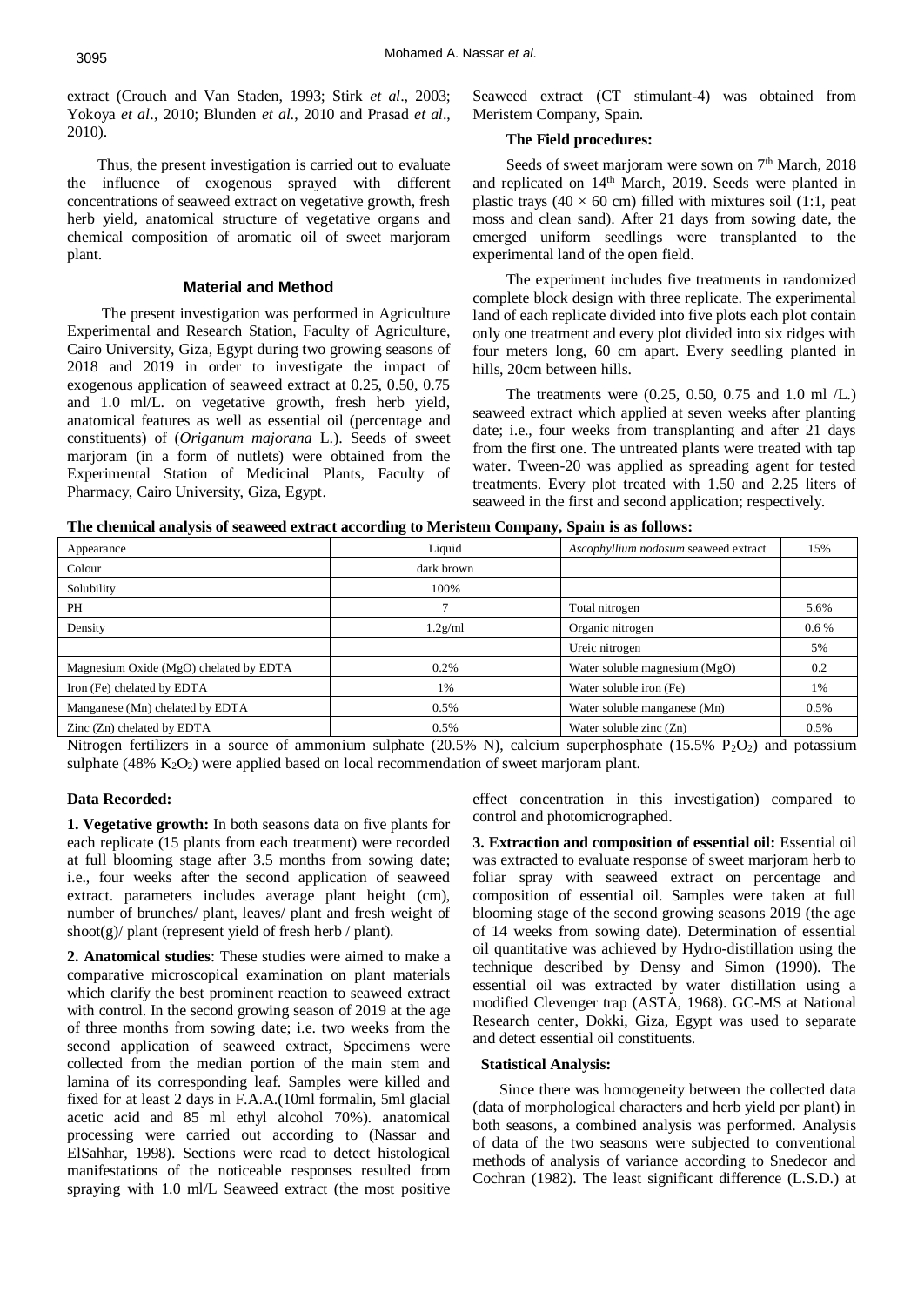extract (Crouch and Van Staden, 1993; Stirk *et al*., 2003; Yokoya *et al*., 2010; Blunden *et al*., 2010 and Prasad *et al*., 2010).

Thus, the present investigation is carried out to evaluate the influence of exogenous sprayed with different concentrations of seaweed extract on vegetative growth, fresh herb yield, anatomical structure of vegetative organs and chemical composition of aromatic oil of sweet marjoram plant.

## Material and Method

The present investigation was performed in Agriculture Experimental and Research Station, Faculty of Agriculture, Cairo University, Giza, Egypt during two growing seasons of 2018 and 2019 in order to investigate the impact of exogenous application of seaweed extract at 0.25, 0.50, 0.75 and 1.0 ml/L. on vegetative growth, fresh herb yield, anatomical features as well as essential oil (percentage and constituents) of (*Origanum majorana* L.). Seeds of sweet marjoram (in a form of nutlets) were obtained from the Experimental Station of Medicinal Plants, Faculty of Pharmacy, Cairo University, Giza, Egypt.

Seaweed extract (CT stimulant-4) was obtained from Meristem Company, Spain.

### The Field procedures:

Seeds of sweet marjoram were sown on 7th March, 2018 and replicated on 14th March, 2019. Seeds were planted in plastic trays ($40 \times 60$ cm) filled with mixtures soil (1:1, peat moss and clean sand). After 21 days from sowing date, the emerged uniform seedlings were transplanted to the experimental land of the open field.

The experiment includes five treatments in randomized complete block design with three replicate. The experimental land of each replicate divided into five plots each plot contain only one treatment and every plot divided into six ridges with four meters long, 60 cm apart. Every seedling planted in hills, 20cm between hills.

The treatments were (0.25, 0.50, 0.75 and 1.0 ml /L.) seaweed extract which applied at seven weeks after planting date; i.e., four weeks from transplanting and after 21 days from the first one. The untreated plants were treated with tap water. Tween-20 was applied as spreading agent for tested treatments. Every plot treated with 1.50 and 2.25 liters of seaweed in the first and second application; respectively.

**The chemical analysis of seaweed extract according to Meristem Company, Spain is as follows:**

| | | | |
|---|---|---|---|
| Appearance | Liquid | *Ascophyllium nodosum* seaweed extract | 15% |
| Colour | dark brown | | |
| Solubility | 100% | | |
| PH | 7 | Total nitrogen | 5.6% |
| Density | 1.2g/ml | Organic nitrogen | 0.6 % |
| | | Ureic nitrogen | 5% |
| Magnesium Oxide (MgO) chelated by EDTA | 0.2% | Water soluble magnesium (MgO) | 0.2 |
| Iron (Fe) chelated by EDTA | 1% | Water soluble iron (Fe) | 1% |
| Manganese (Mn) chelated by EDTA | 0.5% | Water soluble manganese (Mn) | 0.5% |
| Zinc (Zn) chelated by EDTA | 0.5% | Water soluble zinc (Zn) | 0.5% |

Nitrogen fertilizers in a source of ammonium sulphate (20.5% N), calcium superphosphate (15.5% $P_2O_2$) and potassium sulphate (48% $K_2O_2$) were applied based on local recommendation of sweet marjoram plant.

### Data Recorded:

**1. Vegetative growth:** In both seasons data on five plants for each replicate (15 plants from each treatment) were recorded at full blooming stage after 3.5 months from sowing date; i.e., four weeks after the second application of seaweed extract. parameters includes average plant height (cm), number of brunches/ plant, leaves/ plant and fresh weight of shoot(g)/ plant (represent yield of fresh herb / plant).

**2. Anatomical studies**: These studies were aimed to make a comparative microscopical examination on plant materials which clarify the best prominent reaction to seaweed extract with control. In the second growing season of 2019 at the age of three months from sowing date; i.e. two weeks from the second application of seaweed extract, Specimens were collected from the median portion of the main stem and lamina of its corresponding leaf. Samples were killed and fixed for at least 2 days in F.A.A.(10ml formalin, 5ml glacial acetic acid and 85 ml ethyl alcohol 70%). anatomical processing were carried out according to (Nassar and ElSahhar, 1998). Sections were read to detect histological manifestations of the noticeable responses resulted from spraying with 1.0 ml/L Seaweed extract (the most positive effect concentration in this investigation) compared to control and photomicrographed.

**3. Extraction and composition of essential oil:** Essential oil was extracted to evaluate response of sweet marjoram herb to foliar spray with seaweed extract on percentage and composition of essential oil. Samples were taken at full blooming stage of the second growing seasons 2019 (the age of 14 weeks from sowing date). Determination of essential oil quantitative was achieved by Hydro-distillation using the technique described by Densy and Simon (1990). The essential oil was extracted by water distillation using a modified Clevenger trap (ASTA, 1968). GC-MS at National Research center, Dokki, Giza, Egypt was used to separate and detect essential oil constituents.

### Statistical Analysis:

Since there was homogeneity between the collected data (data of morphological characters and herb yield per plant) in both seasons, a combined analysis was performed. Analysis of data of the two seasons were subjected to conventional methods of analysis of variance according to Snedecor and Cochran (1982). The least significant difference (L.S.D.) at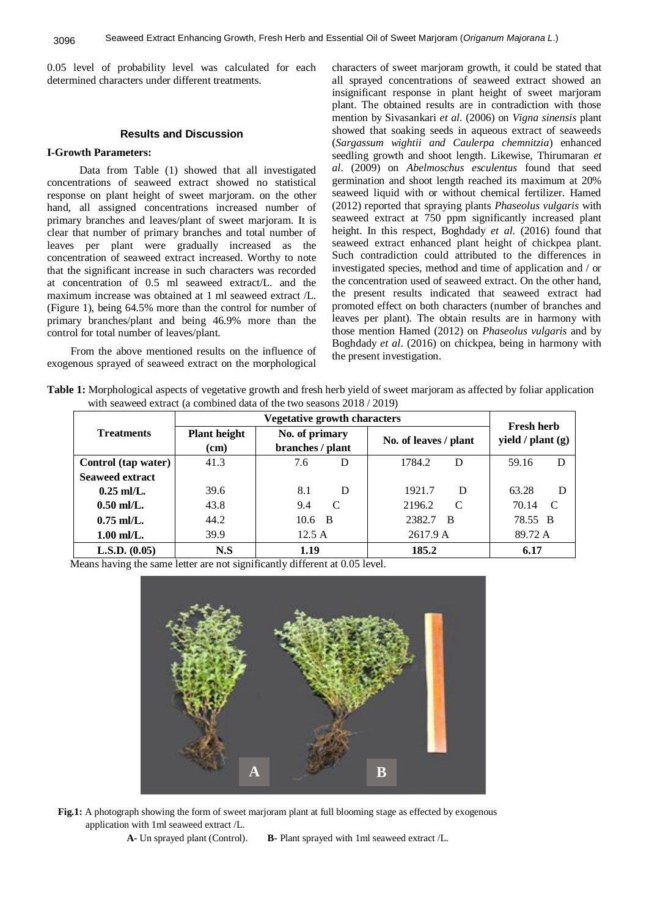0.05 level of probability level was calculated for each determined characters under different treatments.

## Results and Discussion

### I-Growth Parameters:

Data from Table (1) showed that all investigated concentrations of seaweed extract showed no statistical response on plant height of sweet marjoram. on the other hand, all assigned concentrations increased number of primary branches and leaves/plant of sweet marjoram. It is clear that number of primary branches and total number of leaves per plant were gradually increased as the concentration of seaweed extract increased. Worthy to note that the significant increase in such characters was recorded at concentration of 0.5 ml seaweed extract/L. and the maximum increase was obtained at 1 ml seaweed extract /L. (Figure 1), being 64.5% more than the control for number of primary branches/plant and being 46.9% more than the control for total number of leaves/plant.

From the above mentioned results on the influence of exogenous sprayed of seaweed extract on the morphological characters of sweet marjoram growth, it could be stated that all sprayed concentrations of seaweed extract showed an insignificant response in plant height of sweet marjoram plant. The obtained results are in contradiction with those mention by Sivasankari *et al*. (2006) on *Vigna sinensis* plant showed that soaking seeds in aqueous extract of seaweeds (*Sargassum wightii and Caulerpa chemnitzia*) enhanced seedling growth and shoot length. Likewise, Thirumaran *et al*. (2009) on *Abelmoschus esculentus* found that seed germination and shoot length reached its maximum at 20% seaweed liquid with or without chemical fertilizer. Hamed (2012) reported that spraying plants *Phaseolus vulgaris* with seaweed extract at 750 ppm significantly increased plant height. In this respect, Boghdady *et al*. (2016) found that seaweed extract enhanced plant height of chickpea plant. Such contradiction could attributed to the differences in investigated species, method and time of application and / or the concentration used of seaweed extract. On the other hand, the present results indicated that seaweed extract had promoted effect on both characters (number of branches and leaves per plant). The obtain results are in harmony with those mention Hamed (2012) on *Phaseolus vulgaris* and by Boghdady *et al*. (2016) on chickpea, being in harmony with the present investigation.

**Table 1:** Morphological aspects of vegetative growth and fresh herb yield of sweet marjoram as affected by foliar application with seaweed extract (a combined data of the two seasons 2018 / 2019)

| Treatments | Vegetative growth characters | | | Fresh herb yield / plant (g) |
|---|---|---|---|---|
| | Plant height (cm) | No. of primary branches / plant | No. of leaves / plant | |
| **Control (tap water)** | 41.3 | 7.6 D | 1784.2 D | 59.16 D |
| **Seaweed extract** | | | | |
| **0.25 ml/L.** | 39.6 | 8.1 D | 1921.7 D | 63.28 D |
| **0.50 ml/L.** | 43.8 | 9.4 C | 2196.2 C | 70.14 C |
| **0.75 ml/L.** | 44.2 | 10.6 B | 2382.7 B | 78.55 B |
| **1.00 ml/L.** | 39.9 | 12.5 A | 2617.9 A | 89.72 A |
| **L.S.D. (0.05)** | **N.S** | **1.19** | **185.2** | **6.17** |

Means having the same letter are not significantly different at 0.05 level.

**Fig.1:** A photograph showing the form of sweet marjoram plant at full blooming stage as effected by exogenous application with 1ml seaweed extract /L.

**A-** Un sprayed plant (Control). **B-** Plant sprayed with 1ml seaweed extract /L.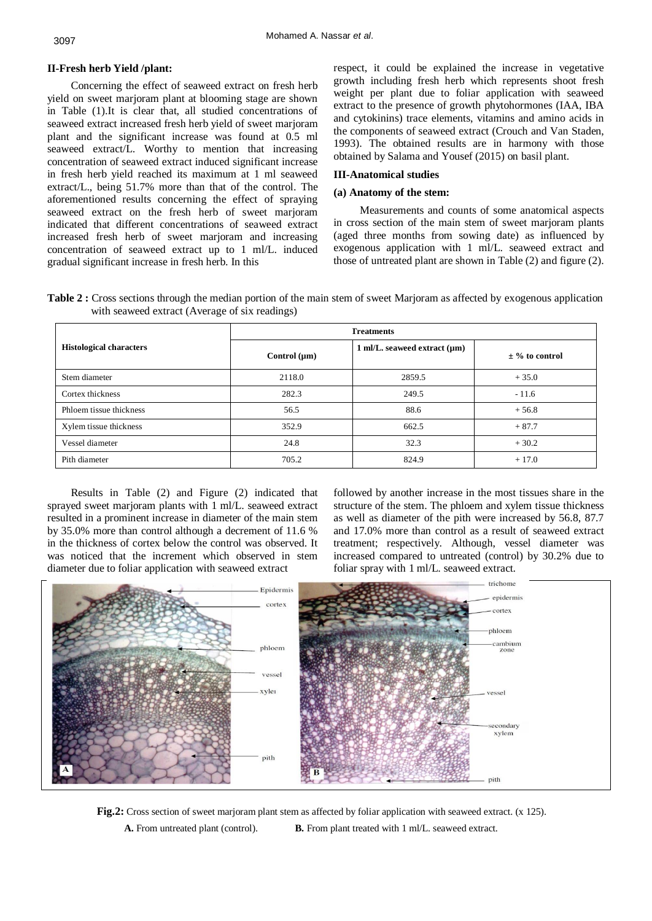### II-Fresh herb Yield /plant:

Concerning the effect of seaweed extract on fresh herb yield on sweet marjoram plant at blooming stage are shown in Table (1).It is clear that, all studied concentrations of seaweed extract increased fresh herb yield of sweet marjoram plant and the significant increase was found at 0.5 ml seaweed extract/L. Worthy to mention that increasing concentration of seaweed extract induced significant increase in fresh herb yield reached its maximum at 1 ml seaweed extract/L., being 51.7% more than that of the control. The aforementioned results concerning the effect of spraying seaweed extract on the fresh herb of sweet marjoram indicated that different concentrations of seaweed extract increased fresh herb of sweet marjoram and increasing concentration of seaweed extract up to 1 ml/L. induced gradual significant increase in fresh herb. In this respect, it could be explained the increase in vegetative growth including fresh herb which represents shoot fresh weight per plant due to foliar application with seaweed extract to the presence of growth phytohormones (IAA, IBA and cytokinins) trace elements, vitamins and amino acids in the components of seaweed extract (Crouch and Van Staden, 1993). The obtained results are in harmony with those obtained by Salama and Yousef (2015) on basil plant.

### III-Anatomical studies

#### (a) Anatomy of the stem:

Measurements and counts of some anatomical aspects in cross section of the main stem of sweet marjoram plants (aged three months from sowing date) as influenced by exogenous application with 1 ml/L. seaweed extract and those of untreated plant are shown in Table (2) and figure (2).

**Table 2 :** Cross sections through the median portion of the main stem of sweet Marjoram as affected by exogenous application with seaweed extract (Average of six readings)

| Histological characters | Treatments | | |
|---|---|---|---|
| | Control (μm) | 1 ml/L. seaweed extract (μm) | ± % to control |
| Stem diameter | 2118.0 | 2859.5 | + 35.0 |
| Cortex thickness | 282.3 | 249.5 | - 11.6 |
| Phloem tissue thickness | 56.5 | 88.6 | + 56.8 |
| Xylem tissue thickness | 352.9 | 662.5 | + 87.7 |
| Vessel diameter | 24.8 | 32.3 | + 30.2 |
| Pith diameter | 705.2 | 824.9 | + 17.0 |

Results in Table (2) and Figure (2) indicated that sprayed sweet marjoram plants with 1 ml/L. seaweed extract resulted in a prominent increase in diameter of the main stem by 35.0% more than control although a decrement of 11.6 % in the thickness of cortex below the control was observed. It was noticed that the increment which observed in stem diameter due to foliar application with seaweed extract followed by another increase in the most tissues share in the structure of the stem. The phloem and xylem tissue thickness as well as diameter of the pith were increased by 56.8, 87.7 and 17.0% more than control as a result of seaweed extract treatment; respectively. Although, vessel diameter was increased compared to untreated (control) by 30.2% due to foliar spray with 1 ml/L. seaweed extract.

Epidermis
cortex
phloem
vessel
xylem
pith
A

trichome
epidermis
cortex
phloem
cambium zone
vessel
secondary xylem
pith
B

**Fig.2:** Cross section of sweet marjoram plant stem as affected by foliar application with seaweed extract. (x 125).

**A.** From untreated plant (control). **B.** From plant treated with 1 ml/L. seaweed extract.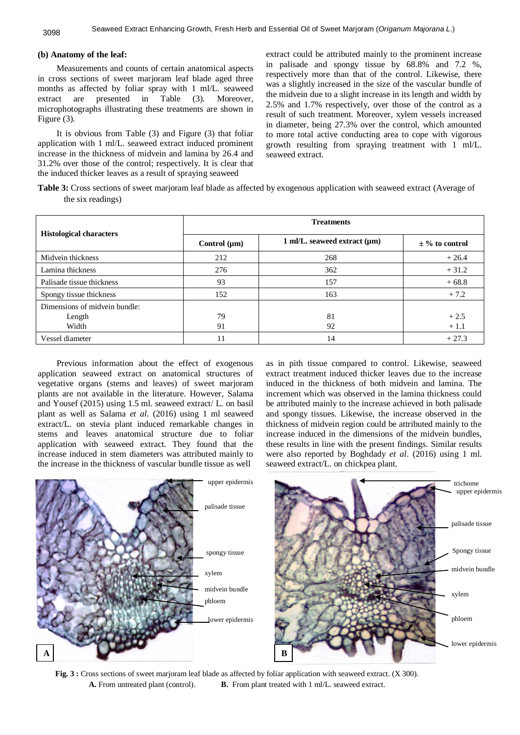**(b) Anatomy of the leaf:**

Measurements and counts of certain anatomical aspects in cross sections of sweet marjoram leaf blade aged three months as affected by foliar spray with 1 ml/L. seaweed extract are presented in Table (3). Moreover, microphotographs illustrating these treatments are shown in Figure (3).

It is obvious from Table (3) and Figure (3) that foliar application with 1 ml/L. seaweed extract induced prominent increase in the thickness of midvein and lamina by 26.4 and 31.2% over those of the control; respectively. It is clear that the induced thicker leaves as a result of spraying seaweed extract could be attributed mainly to the prominent increase in palisade and spongy tissue by 68.8% and 7.2 %, respectively more than that of the control. Likewise, there was a slightly increased in the size of the vascular bundle of the midvein due to a slight increase in its length and width by 2.5% and 1.7% respectively, over those of the control as a result of such treatment. Moreover, xylem vessels increased in diameter, being 27.3% over the control, which amounted to more total active conducting area to cope with vigorous growth resulting from spraying treatment with 1 ml/L. seaweed extract.

**Table 3:** Cross sections of sweet marjoram leaf blade as affected by exogenous application with seaweed extract (Average of the six readings)

| Histological characters | Treatments | | |
|---|---|---|---|
| | Control (µm) | 1 ml/L. seaweed extract (µm) | ± % to control |
| Midvein thickness | 212 | 268 | + 26.4 |
| Lamina thickness | 276 | 362 | + 31.2 |
| Palisade tissue thickness | 93 | 157 | + 68.8 |
| Spongy tissue thickness | 152 | 163 | + 7.2 |
| Dimensions of midvein bundle: | | | |
| Length | 79 | 81 | + 2.5 |
| Width | 91 | 92 | + 1.1 |
| Vessel diameter | 11 | 14 | + 27.3 |

Previous information about the effect of exogenous application seaweed extract on anatomical structures of vegetative organs (stems and leaves) of sweet marjoram plants are not available in the literature. However, Salama and Yousef (2015) using 1.5 ml. seaweed extract/ L. on basil plant as well as Salama *et al*. (2016) using 1 ml seaweed extract/L. on stevia plant induced remarkable changes in stems and leaves anatomical structure due to foliar application with seaweed extract. They found that the increase induced in stem diameters was attributed mainly to the increase in the thickness of vascular bundle tissue as well as in pith tissue compared to control. Likewise, seaweed extract treatment induced thicker leaves due to the increase induced in the thickness of both midvein and lamina. The increment which was observed in the lamina thickness could be attributed mainly to the increase achieved in both palisade and spongy tissues. Likewise, the increase observed in the thickness of midvein region could be attributed mainly to the increase induced in the dimensions of the midvein bundles, these results in line with the present findings. Similar results were also reported by Boghdady *et al*. (2016) using 1 ml. seaweed extract/L. on chickpea plant.

upper epidermis
palisade tissue
spongy tissue
xylem
midvein bundle
phloem
lower epidermis
A

trichome
upper epidermis
palisade tissue
Spongy tissue
midvein bundle
xylem
phloem
lower epidermis
B

**Fig. 3 :** Cross sections of sweet marjoram leaf blade as affected by foliar application with seaweed extract. (X 300).
**A.** From untreated plant (control). **B.** From plant treated with 1 ml/L. seaweed extract.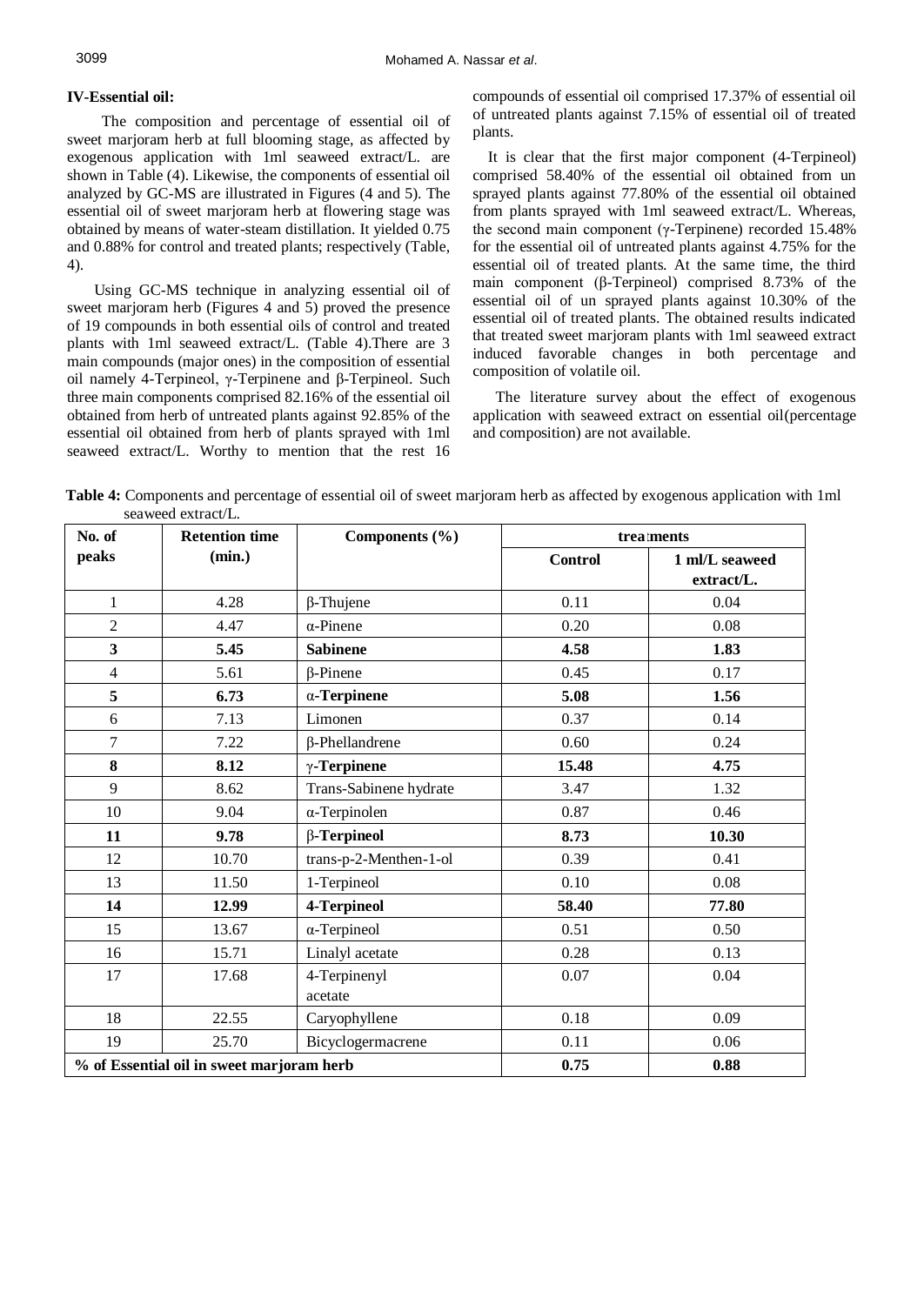### IV-Essential oil:

The composition and percentage of essential oil of sweet marjoram herb at full blooming stage, as affected by exogenous application with 1ml seaweed extract/L. are shown in Table (4). Likewise, the components of essential oil analyzed by GC-MS are illustrated in Figures (4 and 5). The essential oil of sweet marjoram herb at flowering stage was obtained by means of water-steam distillation. It yielded 0.75 and 0.88% for control and treated plants; respectively (Table, 4).

Using GC-MS technique in analyzing essential oil of sweet marjoram herb (Figures 4 and 5) proved the presence of 19 compounds in both essential oils of control and treated plants with 1ml seaweed extract/L. (Table 4).There are 3 main compounds (major ones) in the composition of essential oil namely 4-Terpineol, γ-Terpinene and β-Terpineol. Such three main components comprised 82.16% of the essential oil obtained from herb of untreated plants against 92.85% of the essential oil obtained from herb of plants sprayed with 1ml seaweed extract/L. Worthy to mention that the rest 16 compounds of essential oil comprised 17.37% of essential oil of untreated plants against 7.15% of essential oil of treated plants.

It is clear that the first major component (4-Terpineol) comprised 58.40% of the essential oil obtained from un sprayed plants against 77.80% of the essential oil obtained from plants sprayed with 1ml seaweed extract/L. Whereas, the second main component (γ-Terpinene) recorded 15.48% for the essential oil of untreated plants against 4.75% for the essential oil of treated plants. At the same time, the third main component (β-Terpineol) comprised 8.73% of the essential oil of un sprayed plants against 10.30% of the essential oil of treated plants. The obtained results indicated that treated sweet marjoram plants with 1ml seaweed extract induced favorable changes in both percentage and composition of volatile oil.

The literature survey about the effect of exogenous application with seaweed extract on essential oil(percentage and composition) are not available.

**Table 4:** Components and percentage of essential oil of sweet marjoram herb as affected by exogenous application with 1ml seaweed extract/L.

| No. of peaks | Retention time (min.) | Components (%) | treatments | |
|---|---|---|---|---|
| | | | Control | 1 ml/L seaweed extract/L. |
| 1 | 4.28 | β-Thujene | 0.11 | 0.04 |
| 2 | 4.47 | α-Pinene | 0.20 | 0.08 |
| **3** | **5.45** | **Sabinene** | **4.58** | **1.83** |
| 4 | 5.61 | β-Pinene | 0.45 | 0.17 |
| **5** | **6.73** | **α-Terpinene** | **5.08** | **1.56** |
| 6 | 7.13 | Limonen | 0.37 | 0.14 |
| 7 | 7.22 | β-Phellandrene | 0.60 | 0.24 |
| **8** | **8.12** | **γ-Terpinene** | **15.48** | **4.75** |
| 9 | 8.62 | Trans-Sabinene hydrate | 3.47 | 1.32 |
| 10 | 9.04 | α-Terpinolen | 0.87 | 0.46 |
| **11** | **9.78** | **β-Terpineol** | **8.73** | **10.30** |
| 12 | 10.70 | trans-p-2-Menthen-1-ol | 0.39 | 0.41 |
| 13 | 11.50 | 1-Terpineol | 0.10 | 0.08 |
| **14** | **12.99** | **4-Terpineol** | **58.40** | **77.80** |
| 15 | 13.67 | α-Terpineol | 0.51 | 0.50 |
| 16 | 15.71 | Linalyl acetate | 0.28 | 0.13 |
| 17 | 17.68 | 4-Terpinenyl acetate | 0.07 | 0.04 |
| 18 | 22.55 | Caryophyllene | 0.18 | 0.09 |
| 19 | 25.70 | Bicyclogermacrene | 0.11 | 0.06 |
| **% of Essential oil in sweet marjoram herb** | | | **0.75** | **0.88** |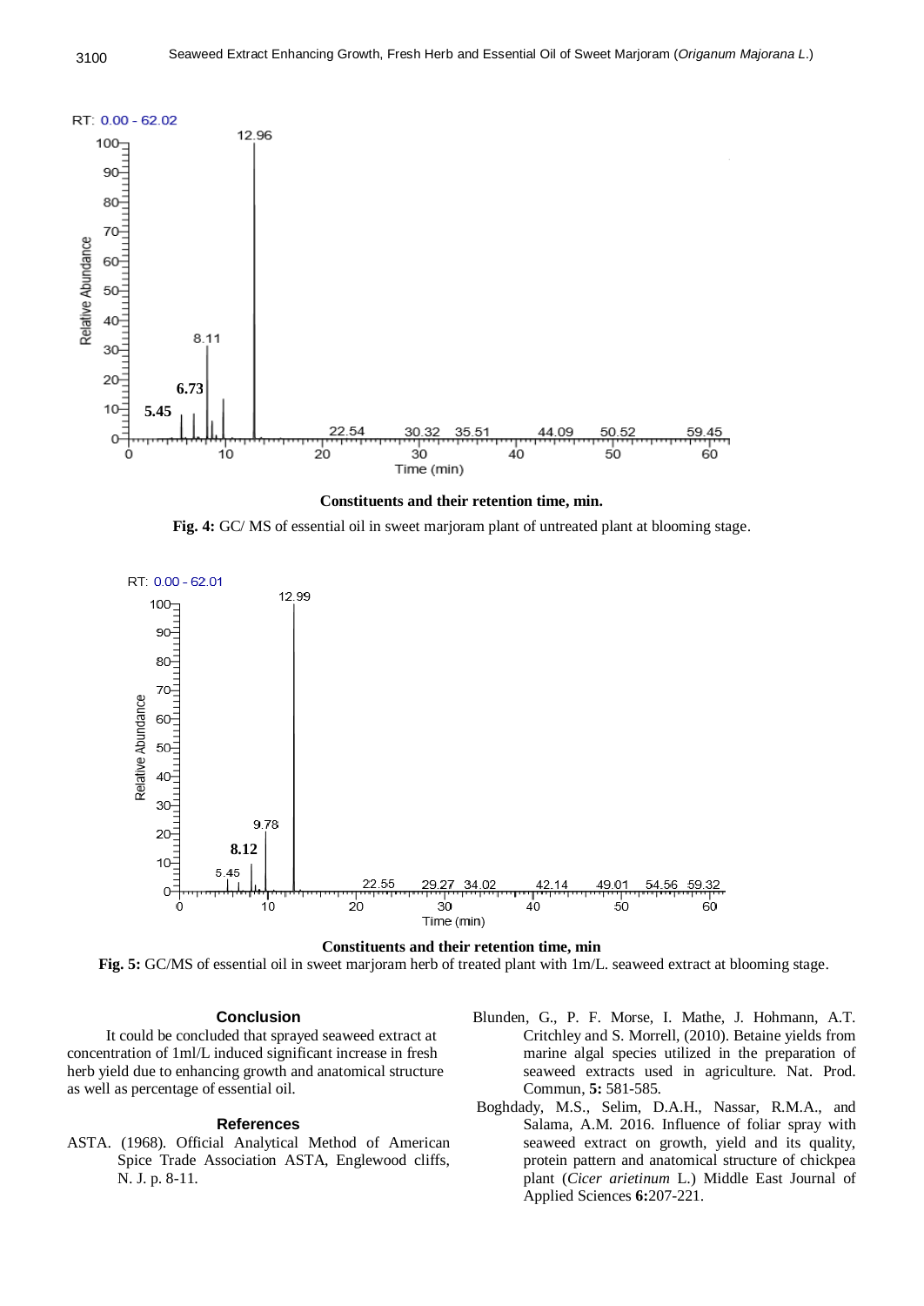RT: 0.00 - 62.02

Relative Abundance

100
90
80
70
60
50
40
30
20
10
0

12.96
8.11
6.73
5.45
22.54
30.32
35.51
44.09
50.52
59.45

0
10
20
30
40
50
60

Time (min)

**Constituents and their retention time, min.**

**Fig. 4:** GC/ MS of essential oil in sweet marjoram plant of untreated plant at blooming stage.

RT: 0.00 - 62.01

Relative Abundance

100
90
80
70
60
50
40
30
20
10
0

12.99
9.78
8.12
5.45
22.55
29.27
34.02
42.14
49.01
54.56
59.32

0
10
20
30
40
50
60

Time (min)

**Constituents and their retention time, min**

**Fig. 5:** GC/MS of essential oil in sweet marjoram herb of treated plant with 1m/L. seaweed extract at blooming stage.

## Conclusion

It could be concluded that sprayed seaweed extract at concentration of 1ml/L induced significant increase in fresh herb yield due to enhancing growth and anatomical structure as well as percentage of essential oil.

## References

ASTA. (1968). Official Analytical Method of American Spice Trade Association ASTA, Englewood cliffs, N. J. p. 8-11.

Blunden, G., P. F. Morse, I. Mathe, J. Hohmann, A.T. Critchley and S. Morrell, (2010). Betaine yields from marine algal species utilized in the preparation of seaweed extracts used in agriculture. Nat. Prod. Commun, **5:** 581-585.

Boghdady, M.S., Selim, D.A.H., Nassar, R.M.A., and Salama, A.M. 2016. Influence of foliar spray with seaweed extract on growth, yield and its quality, protein pattern and anatomical structure of chickpea plant (*Cicer arietinum* L.) Middle East Journal of Applied Sciences **6:**207-221.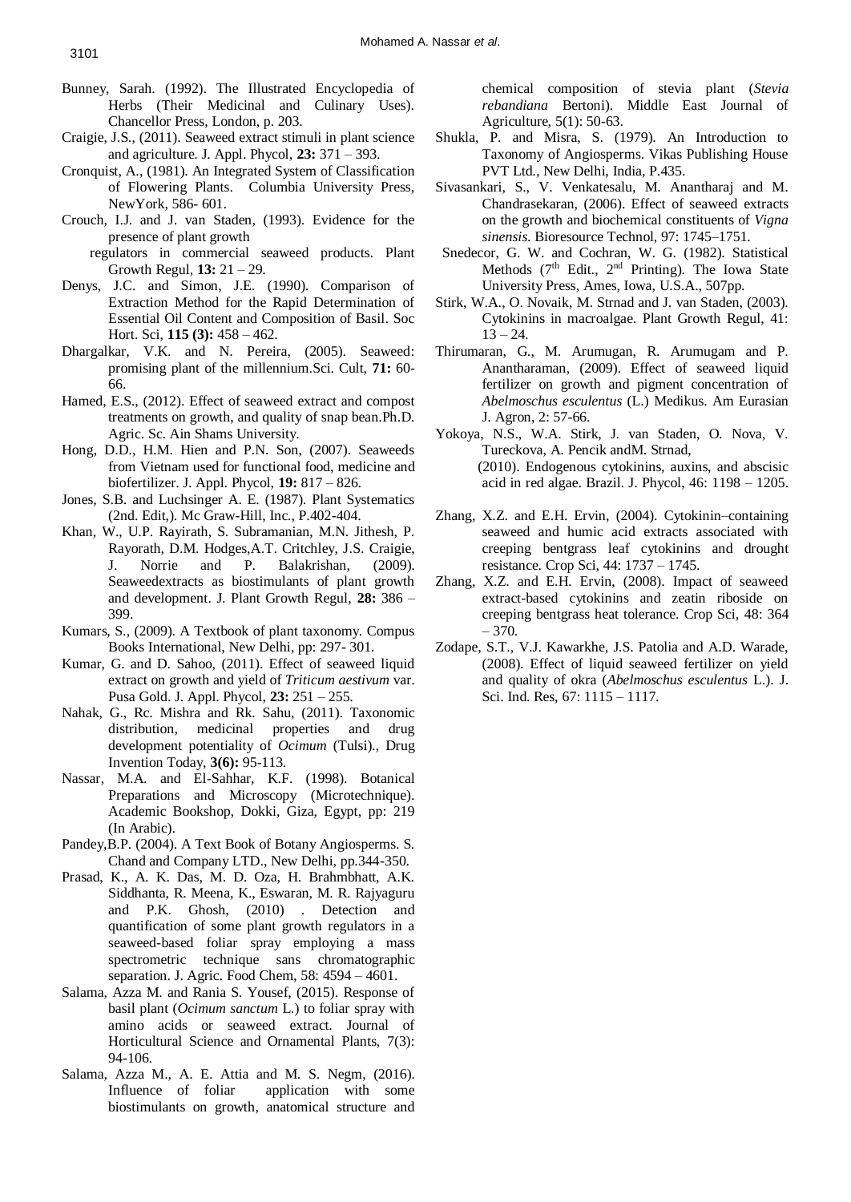Bunney, Sarah. (1992). The Illustrated Encyclopedia of Herbs (Their Medicinal and Culinary Uses). Chancellor Press, London, p. 203.

Craigie, J.S., (2011). Seaweed extract stimuli in plant science and agriculture. J. Appl. Phycol, **23:** 371 – 393.

Cronquist, A., (1981). An Integrated System of Classification of Flowering Plants. Columbia University Press, NewYork, 586- 601.

Crouch, I.J. and J. van Staden, (1993). Evidence for the presence of plant growth regulators in commercial seaweed products. Plant Growth Regul, **13:** 21 – 29.

Denys, J.C. and Simon, J.E. (1990). Comparison of Extraction Method for the Rapid Determination of Essential Oil Content and Composition of Basil. Soc Hort. Sci, **115 (3):** 458 – 462.

Dhargalkar, V.K. and N. Pereira, (2005). Seaweed: promising plant of the millennium.Sci. Cult, **71:** 60-66.

Hamed, E.S., (2012). Effect of seaweed extract and compost treatments on growth, and quality of snap bean.Ph.D. Agric. Sc. Ain Shams University.

Hong, D.D., H.M. Hien and P.N. Son, (2007). Seaweeds from Vietnam used for functional food, medicine and biofertilizer. J. Appl. Phycol, **19:** 817 – 826.

Jones, S.B. and Luchsinger A. E. (1987). Plant Systematics (2nd. Edit,). Mc Graw-Hill, Inc., P.402-404.

Khan, W., U.P. Rayirath, S. Subramanian, M.N. Jithesh, P. Rayorath, D.M. Hodges,A.T. Critchley, J.S. Craigie, J. Norrie and P. Balakrishan, (2009). Seaweedextracts as biostimulants of plant growth and development. J. Plant Growth Regul, **28:** 386 – 399.

Kumars, S., (2009). A Textbook of plant taxonomy. Compus Books International, New Delhi, pp: 297- 301.

Kumar, G. and D. Sahoo, (2011). Effect of seaweed liquid extract on growth and yield of *Triticum aestivum* var. Pusa Gold. J. Appl. Phycol, **23:** 251 – 255.

Nahak, G., Rc. Mishra and Rk. Sahu, (2011). Taxonomic distribution, medicinal properties and drug development potentiality of *Ocimum* (Tulsi)., Drug Invention Today, **3(6):** 95-113.

Nassar, M.A. and El-Sahhar, K.F. (1998). Botanical Preparations and Microscopy (Microtechnique). Academic Bookshop, Dokki, Giza, Egypt, pp: 219 (In Arabic).

Pandey,B.P. (2004). A Text Book of Botany Angiosperms. S. Chand and Company LTD., New Delhi, pp.344-350.

Prasad, K., A. K. Das, M. D. Oza, H. Brahmbhatt, A.K. Siddhanta, R. Meena, K., Eswaran, M. R. Rajyaguru and P.K. Ghosh, (2010) . Detection and quantification of some plant growth regulators in a seaweed-based foliar spray employing a mass spectrometric technique sans chromatographic separation. J. Agric. Food Chem, 58: 4594 – 4601.

Salama, Azza M. and Rania S. Yousef, (2015). Response of basil plant (*Ocimum sanctum* L.) to foliar spray with amino acids or seaweed extract. Journal of Horticultural Science and Ornamental Plants, 7(3): 94-106.

Salama, Azza M., A. E. Attia and M. S. Negm, (2016). Influence of foliar application with some biostimulants on growth, anatomical structure and chemical composition of stevia plant (*Stevia rebandiana* Bertoni). Middle East Journal of Agriculture, 5(1): 50-63.

Shukla, P. and Misra, S. (1979). An Introduction to Taxonomy of Angiosperms. Vikas Publishing House PVT Ltd., New Delhi, India, P.435.

Sivasankari, S., V. Venkatesalu, M. Anantharaj and M. Chandrasekaran, (2006). Effect of seaweed extracts on the growth and biochemical constituents of *Vigna sinensis.* Bioresource Technol, 97: 1745–1751.

Snedecor, G. W. and Cochran, W. G. (1982). Statistical Methods (7th Edit., 2nd Printing). The Iowa State University Press, Ames, Iowa, U.S.A., 507pp.

Stirk, W.A., O. Novaik, M. Strnad and J. van Staden, (2003). Cytokinins in macroalgae. Plant Growth Regul, 41: 13 – 24.

Thirumaran, G., M. Arumugan, R. Arumugam and P. Anantharaman, (2009). Effect of seaweed liquid fertilizer on growth and pigment concentration of *Abelmoschus esculentus* (L.) Medikus. Am Eurasian J. Agron, 2: 57-66.

Yokoya, N.S., W.A. Stirk, J. van Staden, O. Nova, V. Tureckova, A. Pencik andM. Strnad, (2010). Endogenous cytokinins, auxins, and abscisic acid in red algae. Brazil. J. Phycol, 46: 1198 – 1205.

Zhang, X.Z. and E.H. Ervin, (2004). Cytokinin–containing seaweed and humic acid extracts associated with creeping bentgrass leaf cytokinins and drought resistance. Crop Sci, 44: 1737 – 1745.

Zhang, X.Z. and E.H. Ervin, (2008). Impact of seaweed extract-based cytokinins and zeatin riboside on creeping bentgrass heat tolerance. Crop Sci, 48: 364 – 370.

Zodape, S.T., V.J. Kawarkhe, J.S. Patolia and A.D. Warade, (2008). Effect of liquid seaweed fertilizer on yield and quality of okra (*Abelmoschus esculentus* L.). J. Sci. Ind. Res, 67: 1115 – 1117.